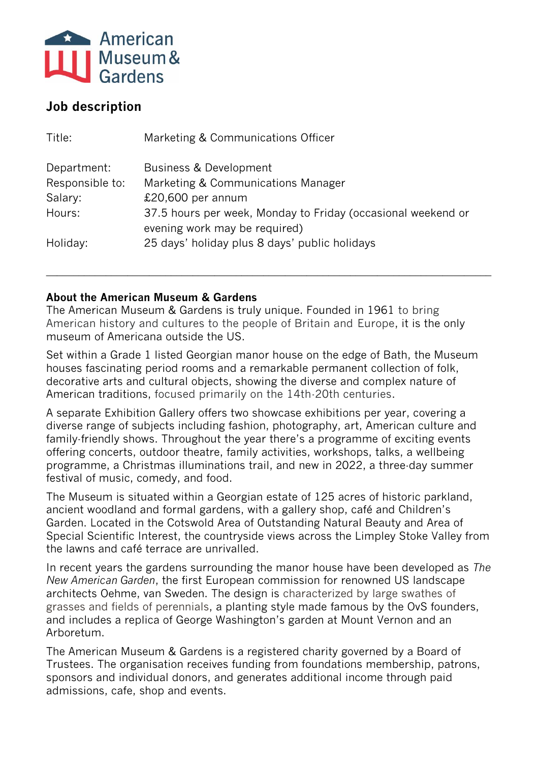American Museum & Gardens

## Job description

| | |
|---|---|
| Title: | Marketing & Communications Officer |
| Department: | Business & Development |
| Responsible to: | Marketing & Communications Manager |
| Salary: | £20,600 per annum |
| Hours: | 37.5 hours per week, Monday to Friday (occasional weekend or evening work may be required) |
| Holiday: | 25 days' holiday plus 8 days' public holidays |

---

**About the American Museum & Gardens**

The American Museum & Gardens is truly unique. Founded in 1961 to bring American history and cultures to the people of Britain and Europe, it is the only museum of Americana outside the US.

Set within a Grade 1 listed Georgian manor house on the edge of Bath, the Museum houses fascinating period rooms and a remarkable permanent collection of folk, decorative arts and cultural objects, showing the diverse and complex nature of American traditions, focused primarily on the 14th-20th centuries.

A separate Exhibition Gallery offers two showcase exhibitions per year, covering a diverse range of subjects including fashion, photography, art, American culture and family-friendly shows. Throughout the year there's a programme of exciting events offering concerts, outdoor theatre, family activities, workshops, talks, a wellbeing programme, a Christmas illuminations trail, and new in 2022, a three-day summer festival of music, comedy, and food.

The Museum is situated within a Georgian estate of 125 acres of historic parkland, ancient woodland and formal gardens, with a gallery shop, café and Children's Garden. Located in the Cotswold Area of Outstanding Natural Beauty and Area of Special Scientific Interest, the countryside views across the Limpley Stoke Valley from the lawns and café terrace are unrivalled.

In recent years the gardens surrounding the manor house have been developed as *The New American Garden*, the first European commission for renowned US landscape architects Oehme, van Sweden. The design is characterized by large swathes of grasses and fields of perennials, a planting style made famous by the OvS founders, and includes a replica of George Washington's garden at Mount Vernon and an Arboretum.

The American Museum & Gardens is a registered charity governed by a Board of Trustees. The organisation receives funding from foundations membership, patrons, sponsors and individual donors, and generates additional income through paid admissions, cafe, shop and events.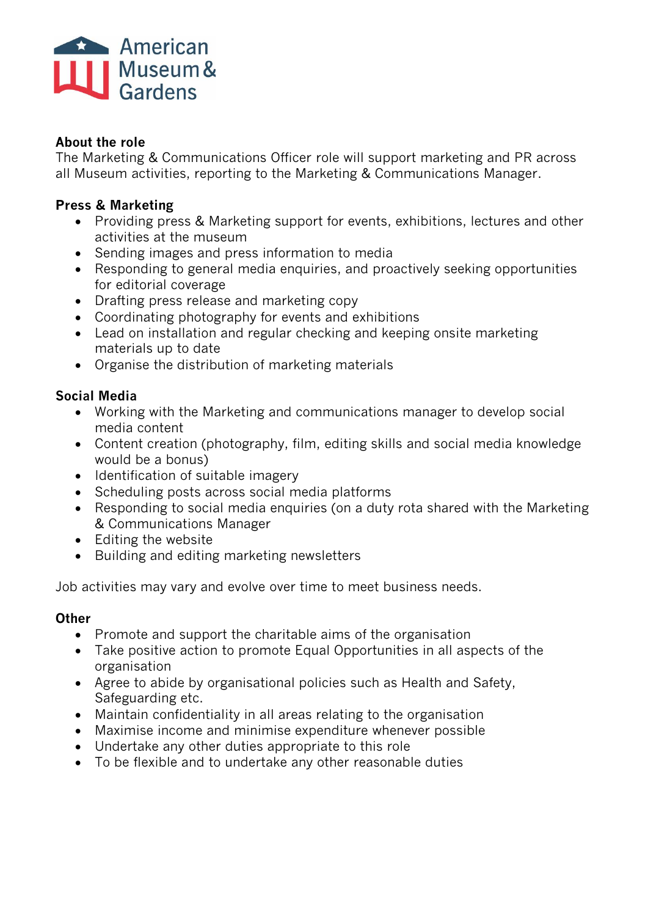American Museum & Gardens

**About the role**

The Marketing & Communications Officer role will support marketing and PR across all Museum activities, reporting to the Marketing & Communications Manager.

**Press & Marketing**

- Providing press & Marketing support for events, exhibitions, lectures and other activities at the museum
- Sending images and press information to media
- Responding to general media enquiries, and proactively seeking opportunities for editorial coverage
- Drafting press release and marketing copy
- Coordinating photography for events and exhibitions
- Lead on installation and regular checking and keeping onsite marketing materials up to date
- Organise the distribution of marketing materials

**Social Media**

- Working with the Marketing and communications manager to develop social media content
- Content creation (photography, film, editing skills and social media knowledge would be a bonus)
- Identification of suitable imagery
- Scheduling posts across social media platforms
- Responding to social media enquiries (on a duty rota shared with the Marketing & Communications Manager
- Editing the website
- Building and editing marketing newsletters

Job activities may vary and evolve over time to meet business needs.

**Other**

- Promote and support the charitable aims of the organisation
- Take positive action to promote Equal Opportunities in all aspects of the organisation
- Agree to abide by organisational policies such as Health and Safety, Safeguarding etc.
- Maintain confidentiality in all areas relating to the organisation
- Maximise income and minimise expenditure whenever possible
- Undertake any other duties appropriate to this role
- To be flexible and to undertake any other reasonable duties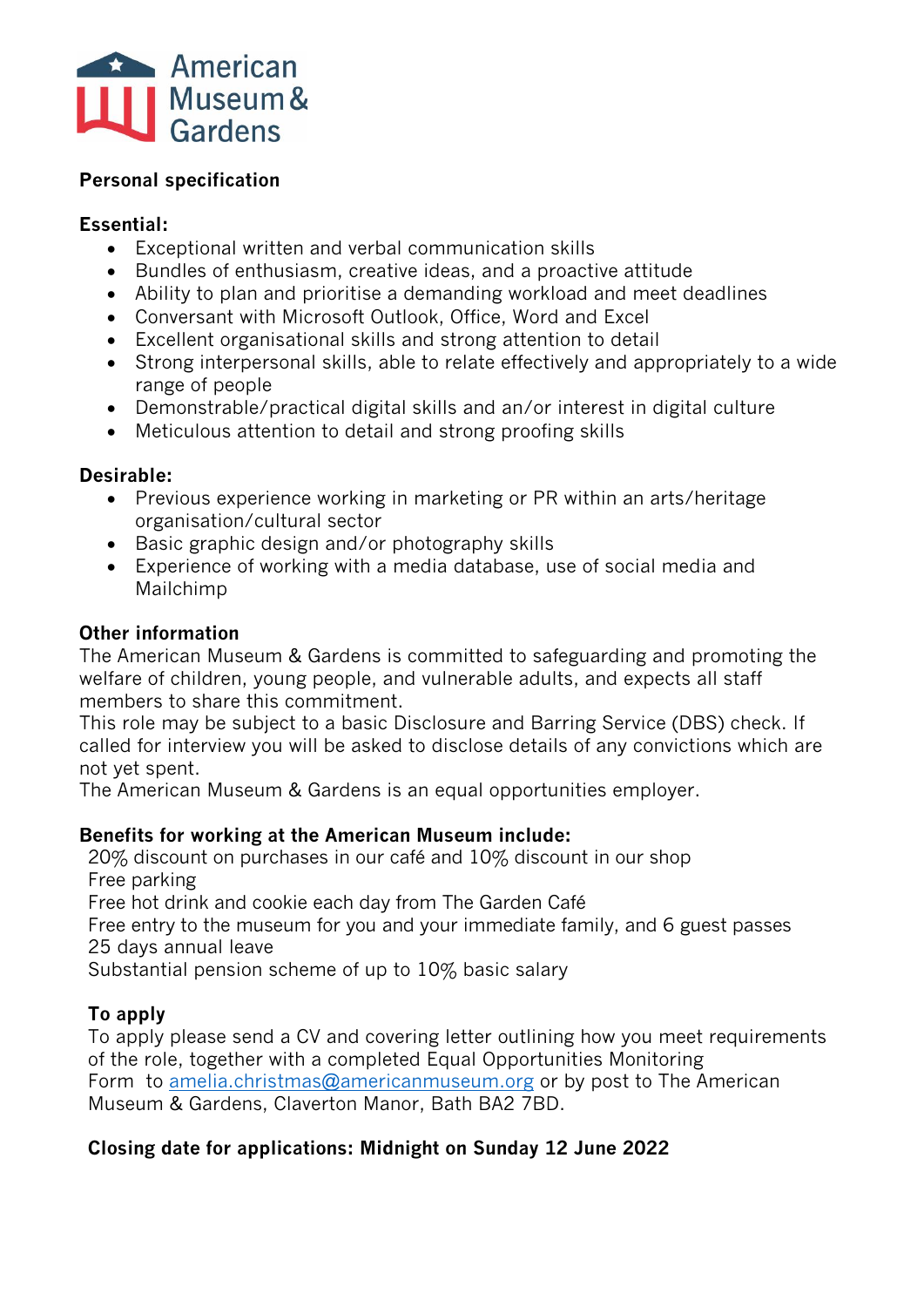American Museum & Gardens

**Personal specification**

**Essential:**

- Exceptional written and verbal communication skills
- Bundles of enthusiasm, creative ideas, and a proactive attitude
- Ability to plan and prioritise a demanding workload and meet deadlines
- Conversant with Microsoft Outlook, Office, Word and Excel
- Excellent organisational skills and strong attention to detail
- Strong interpersonal skills, able to relate effectively and appropriately to a wide range of people
- Demonstrable/practical digital skills and an/or interest in digital culture
- Meticulous attention to detail and strong proofing skills

**Desirable:**

- Previous experience working in marketing or PR within an arts/heritage organisation/cultural sector
- Basic graphic design and/or photography skills
- Experience of working with a media database, use of social media and Mailchimp

**Other information**

The American Museum & Gardens is committed to safeguarding and promoting the welfare of children, young people, and vulnerable adults, and expects all staff members to share this commitment.
This role may be subject to a basic Disclosure and Barring Service (DBS) check. If called for interview you will be asked to disclose details of any convictions which are not yet spent.
The American Museum & Gardens is an equal opportunities employer.

**Benefits for working at the American Museum include:**

20% discount on purchases in our café and 10% discount in our shop
Free parking
Free hot drink and cookie each day from The Garden Café
Free entry to the museum for you and your immediate family, and 6 guest passes
25 days annual leave
Substantial pension scheme of up to 10% basic salary

**To apply**

To apply please send a CV and covering letter outlining how you meet requirements of the role, together with a completed Equal Opportunities Monitoring Form to amelia.christmas@americanmuseum.org or by post to The American Museum & Gardens, Claverton Manor, Bath BA2 7BD.

**Closing date for applications: Midnight on Sunday 12 June 2022**